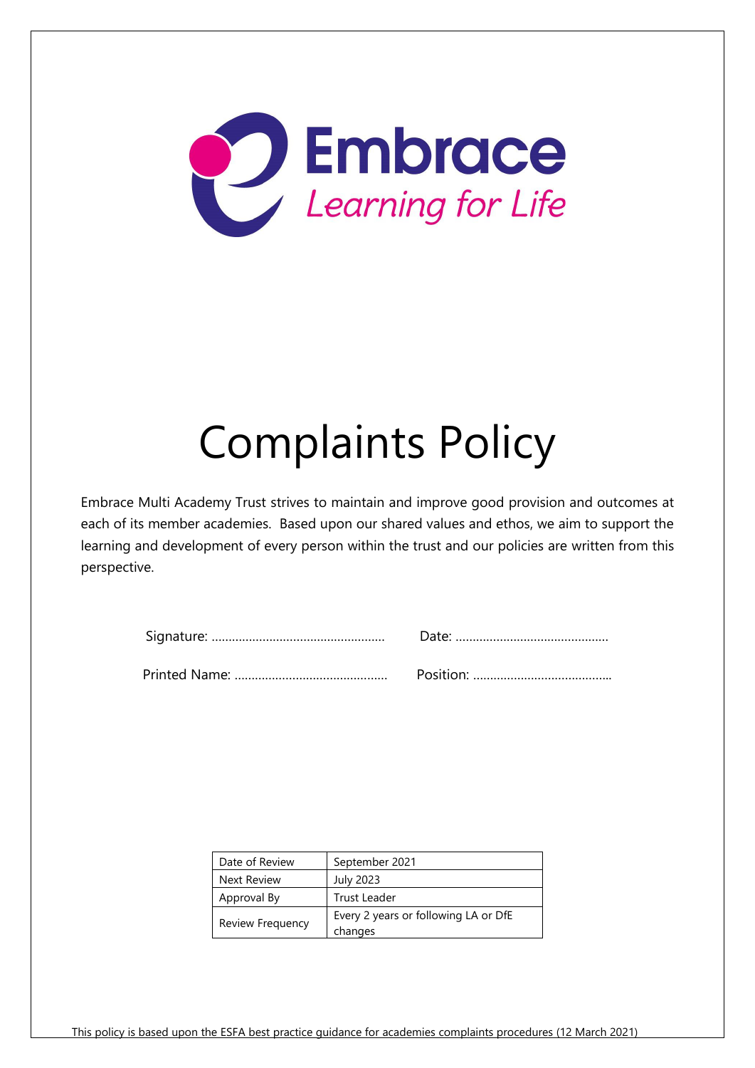Embrace

*Learning for Life*

# Complaints Policy

Embrace Multi Academy Trust strives to maintain and improve good provision and outcomes at each of its member academies. Based upon our shared values and ethos, we aim to support the learning and development of every person within the trust and our policies are written from this perspective.

Signature: ………………………………………… Date: ……………………………………

Printed Name: …………………………………… Position: …………………………………

| Date of Review | September 2021 |
|---|---|
| Next Review | July 2023 |
| Approval By | Trust Leader |
| Review Frequency | Every 2 years or following LA or DfE changes |

This policy is based upon the ESFA best practice guidance for academies complaints procedures (12 March 2021)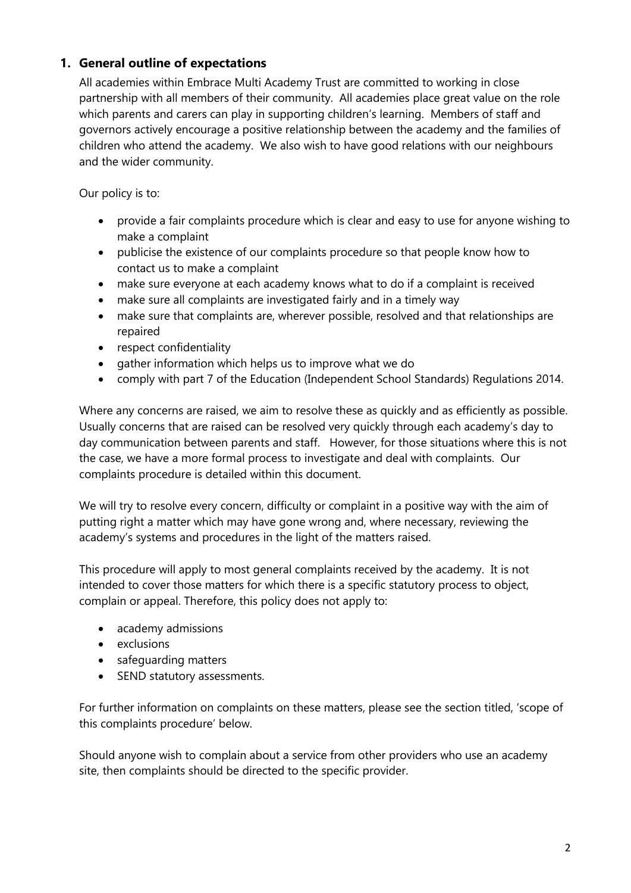## 1. General outline of expectations

All academies within Embrace Multi Academy Trust are committed to working in close partnership with all members of their community. All academies place great value on the role which parents and carers can play in supporting children's learning. Members of staff and governors actively encourage a positive relationship between the academy and the families of children who attend the academy. We also wish to have good relations with our neighbours and the wider community.

Our policy is to:

- provide a fair complaints procedure which is clear and easy to use for anyone wishing to make a complaint
- publicise the existence of our complaints procedure so that people know how to contact us to make a complaint
- make sure everyone at each academy knows what to do if a complaint is received
- make sure all complaints are investigated fairly and in a timely way
- make sure that complaints are, wherever possible, resolved and that relationships are repaired
- respect confidentiality
- gather information which helps us to improve what we do
- comply with part 7 of the Education (Independent School Standards) Regulations 2014.

Where any concerns are raised, we aim to resolve these as quickly and as efficiently as possible. Usually concerns that are raised can be resolved very quickly through each academy's day to day communication between parents and staff. However, for those situations where this is not the case, we have a more formal process to investigate and deal with complaints. Our complaints procedure is detailed within this document.

We will try to resolve every concern, difficulty or complaint in a positive way with the aim of putting right a matter which may have gone wrong and, where necessary, reviewing the academy's systems and procedures in the light of the matters raised.

This procedure will apply to most general complaints received by the academy. It is not intended to cover those matters for which there is a specific statutory process to object, complain or appeal. Therefore, this policy does not apply to:

- academy admissions
- exclusions
- safeguarding matters
- SEND statutory assessments.

For further information on complaints on these matters, please see the section titled, 'scope of this complaints procedure' below.

Should anyone wish to complain about a service from other providers who use an academy site, then complaints should be directed to the specific provider.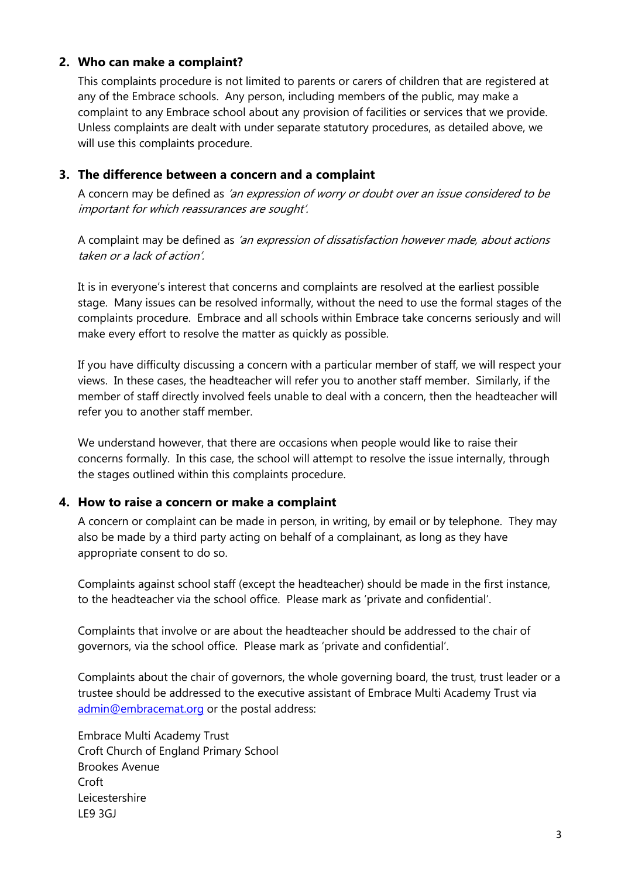## 2. Who can make a complaint?

This complaints procedure is not limited to parents or carers of children that are registered at any of the Embrace schools. Any person, including members of the public, may make a complaint to any Embrace school about any provision of facilities or services that we provide. Unless complaints are dealt with under separate statutory procedures, as detailed above, we will use this complaints procedure.

## 3. The difference between a concern and a complaint

A concern may be defined as *'an expression of worry or doubt over an issue considered to be important for which reassurances are sought'.*

A complaint may be defined as *'an expression of dissatisfaction however made, about actions taken or a lack of action'.*

It is in everyone's interest that concerns and complaints are resolved at the earliest possible stage. Many issues can be resolved informally, without the need to use the formal stages of the complaints procedure. Embrace and all schools within Embrace take concerns seriously and will make every effort to resolve the matter as quickly as possible.

If you have difficulty discussing a concern with a particular member of staff, we will respect your views. In these cases, the headteacher will refer you to another staff member. Similarly, if the member of staff directly involved feels unable to deal with a concern, then the headteacher will refer you to another staff member.

We understand however, that there are occasions when people would like to raise their concerns formally. In this case, the school will attempt to resolve the issue internally, through the stages outlined within this complaints procedure.

## 4. How to raise a concern or make a complaint

A concern or complaint can be made in person, in writing, by email or by telephone. They may also be made by a third party acting on behalf of a complainant, as long as they have appropriate consent to do so.

Complaints against school staff (except the headteacher) should be made in the first instance, to the headteacher via the school office. Please mark as 'private and confidential'.

Complaints that involve or are about the headteacher should be addressed to the chair of governors, via the school office. Please mark as 'private and confidential'.

Complaints about the chair of governors, the whole governing board, the trust, trust leader or a trustee should be addressed to the executive assistant of Embrace Multi Academy Trust via admin@embracemat.org or the postal address:

Embrace Multi Academy Trust
Croft Church of England Primary School
Brookes Avenue
Croft
Leicestershire
LE9 3GJ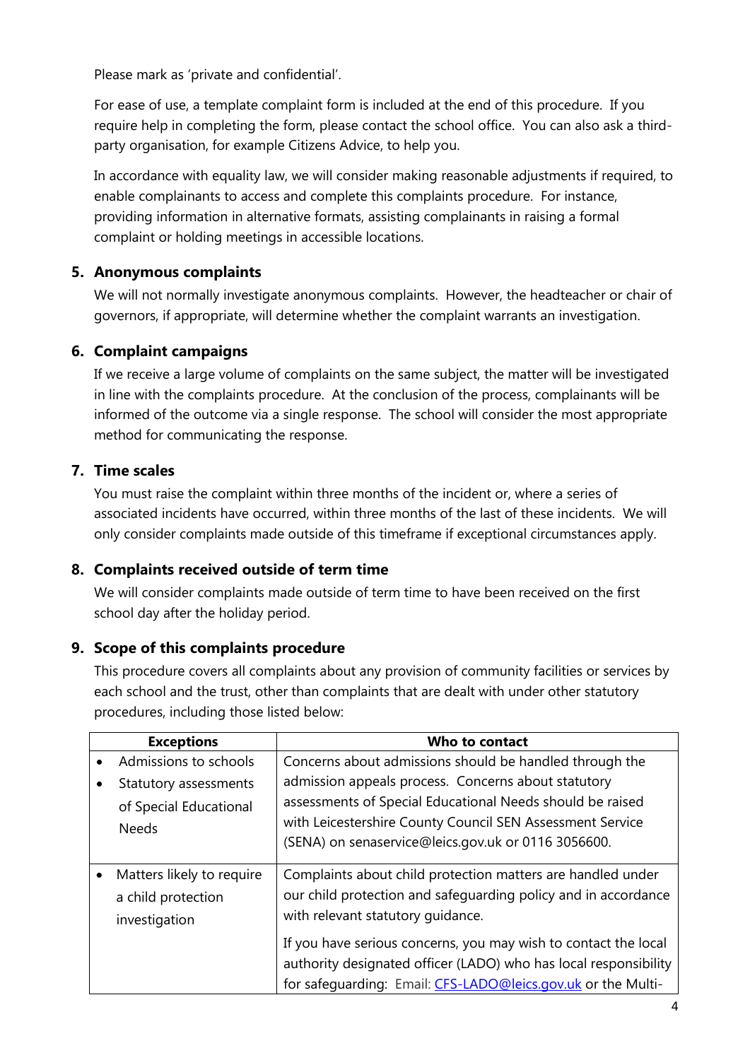Please mark as 'private and confidential'.

For ease of use, a template complaint form is included at the end of this procedure. If you require help in completing the form, please contact the school office. You can also ask a third-party organisation, for example Citizens Advice, to help you.

In accordance with equality law, we will consider making reasonable adjustments if required, to enable complainants to access and complete this complaints procedure. For instance, providing information in alternative formats, assisting complainants in raising a formal complaint or holding meetings in accessible locations.

## 5. Anonymous complaints

We will not normally investigate anonymous complaints. However, the headteacher or chair of governors, if appropriate, will determine whether the complaint warrants an investigation.

## 6. Complaint campaigns

If we receive a large volume of complaints on the same subject, the matter will be investigated in line with the complaints procedure. At the conclusion of the process, complainants will be informed of the outcome via a single response. The school will consider the most appropriate method for communicating the response.

## 7. Time scales

You must raise the complaint within three months of the incident or, where a series of associated incidents have occurred, within three months of the last of these incidents. We will only consider complaints made outside of this timeframe if exceptional circumstances apply.

## 8. Complaints received outside of term time

We will consider complaints made outside of term time to have been received on the first school day after the holiday period.

## 9. Scope of this complaints procedure

This procedure covers all complaints about any provision of community facilities or services by each school and the trust, other than complaints that are dealt with under other statutory procedures, including those listed below:

| Exceptions | Who to contact |
|---|---|
| • Admissions to schools<br>• Statutory assessments of Special Educational Needs | Concerns about admissions should be handled through the admission appeals process. Concerns about statutory assessments of Special Educational Needs should be raised with Leicestershire County Council SEN Assessment Service (SENA) on senaservice@leics.gov.uk or 0116 3056600. |
| • Matters likely to require a child protection investigation | Complaints about child protection matters are handled under our child protection and safeguarding policy and in accordance with relevant statutory guidance.<br><br>If you have serious concerns, you may wish to contact the local authority designated officer (LADO) who has local responsibility for safeguarding: Email: CFS-LADO@leics.gov.uk or the Multi- |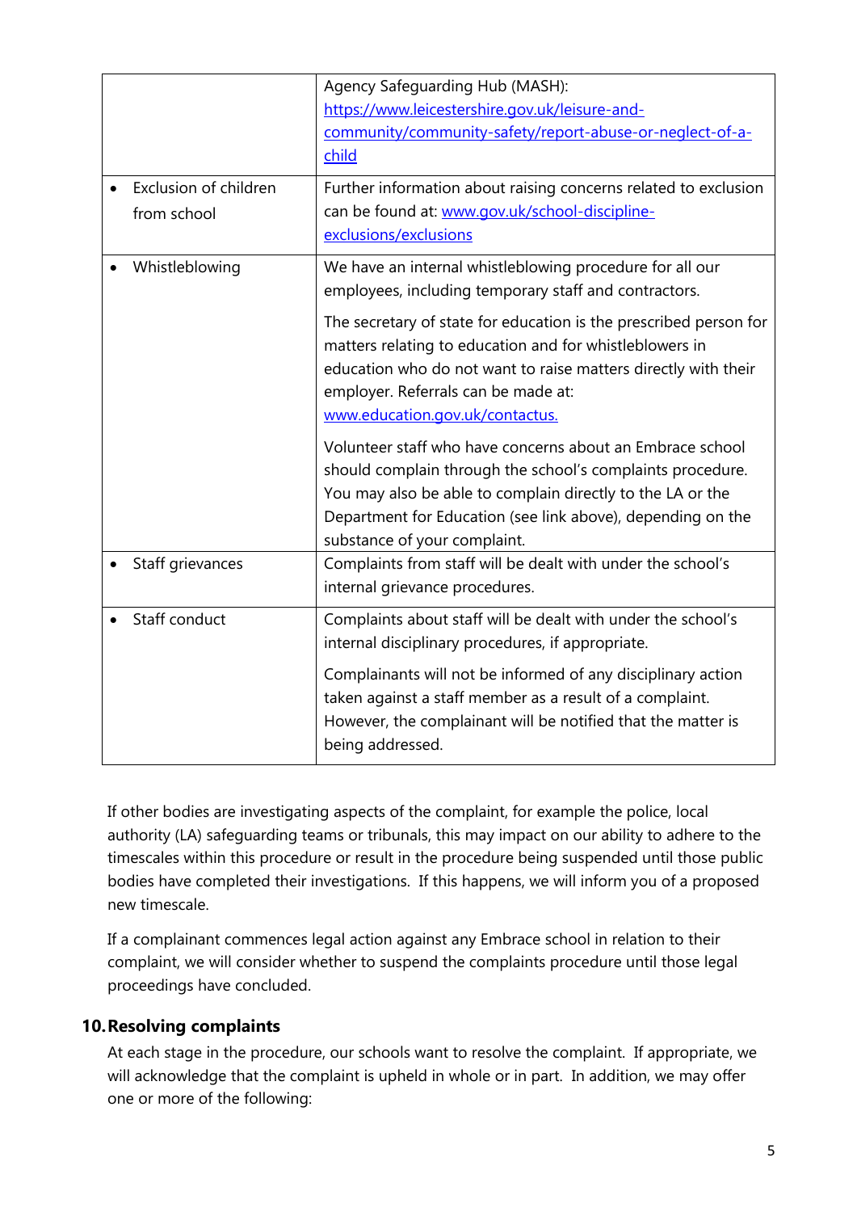| | |
|---|---|
| | Agency Safeguarding Hub (MASH): [https://www.leicestershire.gov.uk/leisure-and-community/community-safety/report-abuse-or-neglect-of-a-child](https://www.leicestershire.gov.uk/leisure-and-community/community-safety/report-abuse-or-neglect-of-a-child) |
| • Exclusion of children from school | Further information about raising concerns related to exclusion can be found at: [www.gov.uk/school-discipline-exclusions/exclusions](www.gov.uk/school-discipline-exclusions/exclusions) |
| • Whistleblowing | We have an internal whistleblowing procedure for all our employees, including temporary staff and contractors.<br><br>The secretary of state for education is the prescribed person for matters relating to education and for whistleblowers in education who do not want to raise matters directly with their employer. Referrals can be made at: [www.education.gov.uk/contactus.](www.education.gov.uk/contactus)<br><br>Volunteer staff who have concerns about an Embrace school should complain through the school's complaints procedure. You may also be able to complain directly to the LA or the Department for Education (see link above), depending on the substance of your complaint. |
| • Staff grievances | Complaints from staff will be dealt with under the school's internal grievance procedures. |
| • Staff conduct | Complaints about staff will be dealt with under the school's internal disciplinary procedures, if appropriate.<br><br>Complainants will not be informed of any disciplinary action taken against a staff member as a result of a complaint. However, the complainant will be notified that the matter is being addressed. |

If other bodies are investigating aspects of the complaint, for example the police, local authority (LA) safeguarding teams or tribunals, this may impact on our ability to adhere to the timescales within this procedure or result in the procedure being suspended until those public bodies have completed their investigations. If this happens, we will inform you of a proposed new timescale.

If a complainant commences legal action against any Embrace school in relation to their complaint, we will consider whether to suspend the complaints procedure until those legal proceedings have concluded.

## 10. Resolving complaints

At each stage in the procedure, our schools want to resolve the complaint. If appropriate, we will acknowledge that the complaint is upheld in whole or in part. In addition, we may offer one or more of the following: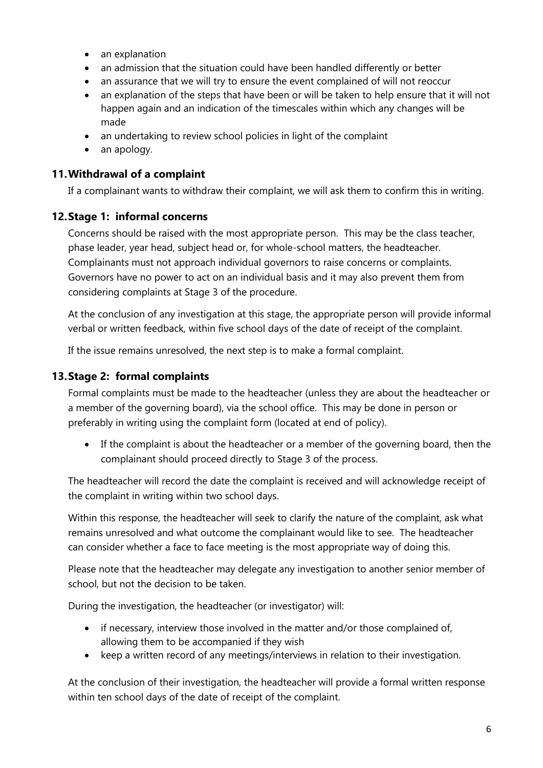- an explanation
- an admission that the situation could have been handled differently or better
- an assurance that we will try to ensure the event complained of will not reoccur
- an explanation of the steps that have been or will be taken to help ensure that it will not happen again and an indication of the timescales within which any changes will be made
- an undertaking to review school policies in light of the complaint
- an apology.

## 11. Withdrawal of a complaint

If a complainant wants to withdraw their complaint, we will ask them to confirm this in writing.

## 12. Stage 1: informal concerns

Concerns should be raised with the most appropriate person. This may be the class teacher, phase leader, year head, subject head or, for whole-school matters, the headteacher. Complainants must not approach individual governors to raise concerns or complaints. Governors have no power to act on an individual basis and it may also prevent them from considering complaints at Stage 3 of the procedure.

At the conclusion of any investigation at this stage, the appropriate person will provide informal verbal or written feedback, within five school days of the date of receipt of the complaint.

If the issue remains unresolved, the next step is to make a formal complaint.

## 13. Stage 2: formal complaints

Formal complaints must be made to the headteacher (unless they are about the headteacher or a member of the governing board), via the school office. This may be done in person or preferably in writing using the complaint form (located at end of policy).

- If the complaint is about the headteacher or a member of the governing board, then the complainant should proceed directly to Stage 3 of the process.

The headteacher will record the date the complaint is received and will acknowledge receipt of the complaint in writing within two school days.

Within this response, the headteacher will seek to clarify the nature of the complaint, ask what remains unresolved and what outcome the complainant would like to see. The headteacher can consider whether a face to face meeting is the most appropriate way of doing this.

Please note that the headteacher may delegate any investigation to another senior member of school, but not the decision to be taken.

During the investigation, the headteacher (or investigator) will:

- if necessary, interview those involved in the matter and/or those complained of, allowing them to be accompanied if they wish
- keep a written record of any meetings/interviews in relation to their investigation.

At the conclusion of their investigation, the headteacher will provide a formal written response within ten school days of the date of receipt of the complaint.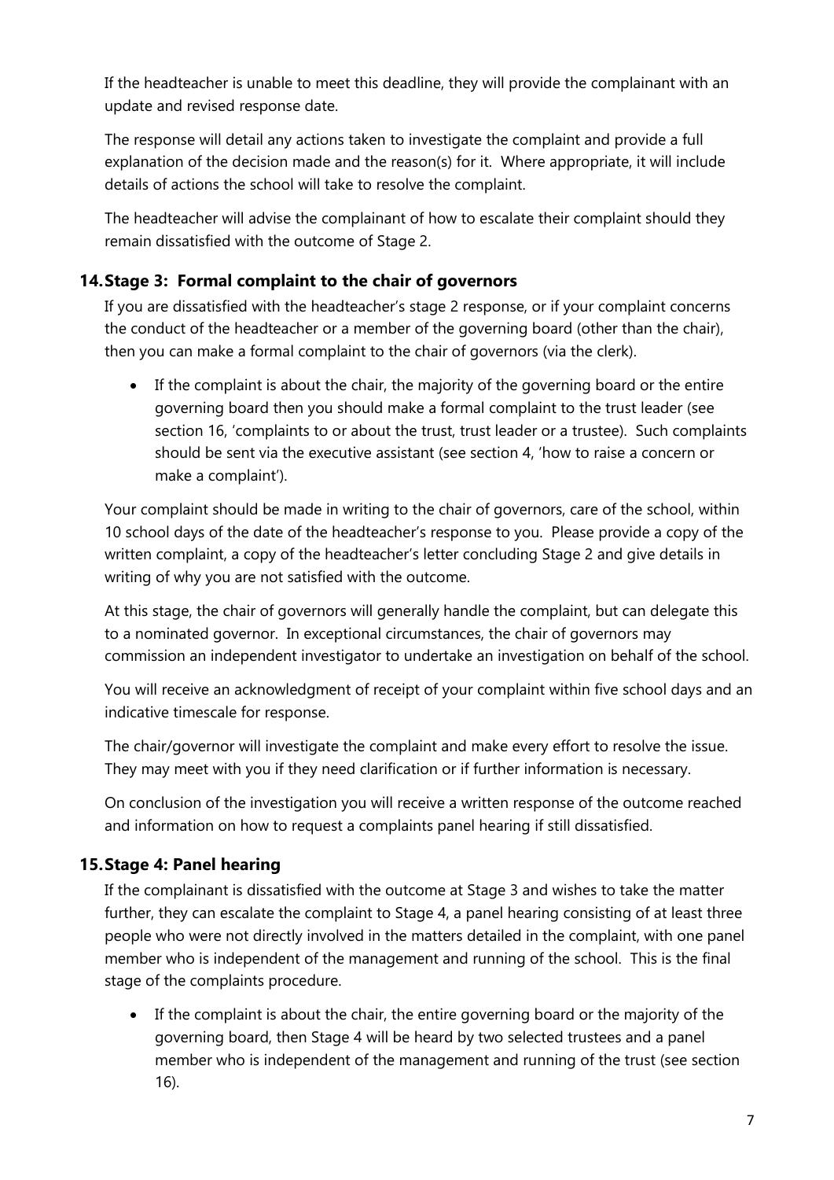If the headteacher is unable to meet this deadline, they will provide the complainant with an update and revised response date.

The response will detail any actions taken to investigate the complaint and provide a full explanation of the decision made and the reason(s) for it. Where appropriate, it will include details of actions the school will take to resolve the complaint.

The headteacher will advise the complainant of how to escalate their complaint should they remain dissatisfied with the outcome of Stage 2.

## 14. Stage 3: Formal complaint to the chair of governors

If you are dissatisfied with the headteacher's stage 2 response, or if your complaint concerns the conduct of the headteacher or a member of the governing board (other than the chair), then you can make a formal complaint to the chair of governors (via the clerk).

- If the complaint is about the chair, the majority of the governing board or the entire governing board then you should make a formal complaint to the trust leader (see section 16, 'complaints to or about the trust, trust leader or a trustee). Such complaints should be sent via the executive assistant (see section 4, 'how to raise a concern or make a complaint').

Your complaint should be made in writing to the chair of governors, care of the school, within 10 school days of the date of the headteacher's response to you. Please provide a copy of the written complaint, a copy of the headteacher's letter concluding Stage 2 and give details in writing of why you are not satisfied with the outcome.

At this stage, the chair of governors will generally handle the complaint, but can delegate this to a nominated governor. In exceptional circumstances, the chair of governors may commission an independent investigator to undertake an investigation on behalf of the school.

You will receive an acknowledgment of receipt of your complaint within five school days and an indicative timescale for response.

The chair/governor will investigate the complaint and make every effort to resolve the issue. They may meet with you if they need clarification or if further information is necessary.

On conclusion of the investigation you will receive a written response of the outcome reached and information on how to request a complaints panel hearing if still dissatisfied.

## 15. Stage 4: Panel hearing

If the complainant is dissatisfied with the outcome at Stage 3 and wishes to take the matter further, they can escalate the complaint to Stage 4, a panel hearing consisting of at least three people who were not directly involved in the matters detailed in the complaint, with one panel member who is independent of the management and running of the school. This is the final stage of the complaints procedure.

- If the complaint is about the chair, the entire governing board or the majority of the governing board, then Stage 4 will be heard by two selected trustees and a panel member who is independent of the management and running of the trust (see section 16).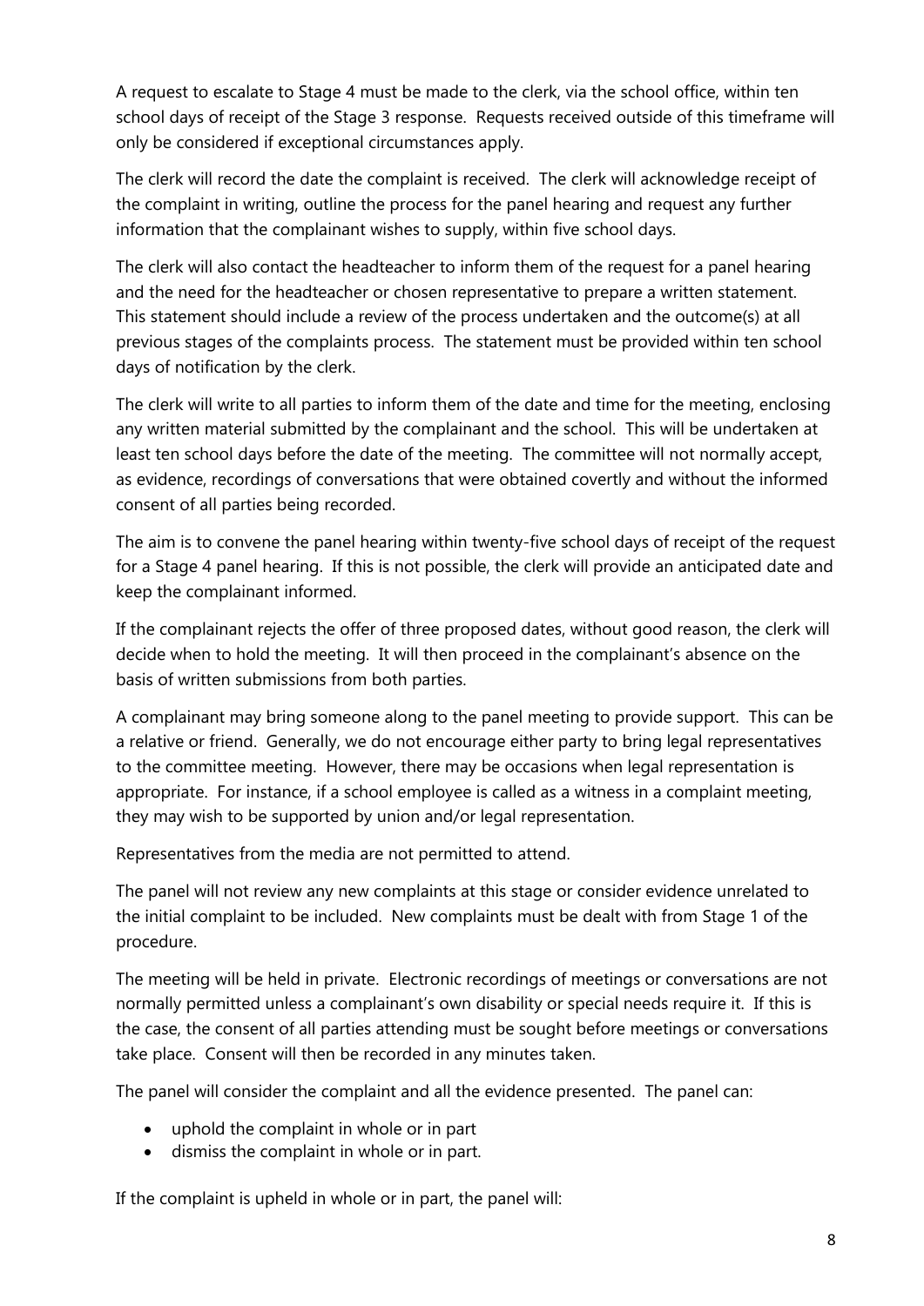A request to escalate to Stage 4 must be made to the clerk, via the school office, within ten school days of receipt of the Stage 3 response. Requests received outside of this timeframe will only be considered if exceptional circumstances apply.

The clerk will record the date the complaint is received. The clerk will acknowledge receipt of the complaint in writing, outline the process for the panel hearing and request any further information that the complainant wishes to supply, within five school days.

The clerk will also contact the headteacher to inform them of the request for a panel hearing and the need for the headteacher or chosen representative to prepare a written statement. This statement should include a review of the process undertaken and the outcome(s) at all previous stages of the complaints process. The statement must be provided within ten school days of notification by the clerk.

The clerk will write to all parties to inform them of the date and time for the meeting, enclosing any written material submitted by the complainant and the school. This will be undertaken at least ten school days before the date of the meeting. The committee will not normally accept, as evidence, recordings of conversations that were obtained covertly and without the informed consent of all parties being recorded.

The aim is to convene the panel hearing within twenty-five school days of receipt of the request for a Stage 4 panel hearing. If this is not possible, the clerk will provide an anticipated date and keep the complainant informed.

If the complainant rejects the offer of three proposed dates, without good reason, the clerk will decide when to hold the meeting. It will then proceed in the complainant's absence on the basis of written submissions from both parties.

A complainant may bring someone along to the panel meeting to provide support. This can be a relative or friend. Generally, we do not encourage either party to bring legal representatives to the committee meeting. However, there may be occasions when legal representation is appropriate. For instance, if a school employee is called as a witness in a complaint meeting, they may wish to be supported by union and/or legal representation.

Representatives from the media are not permitted to attend.

The panel will not review any new complaints at this stage or consider evidence unrelated to the initial complaint to be included. New complaints must be dealt with from Stage 1 of the procedure.

The meeting will be held in private. Electronic recordings of meetings or conversations are not normally permitted unless a complainant's own disability or special needs require it. If this is the case, the consent of all parties attending must be sought before meetings or conversations take place. Consent will then be recorded in any minutes taken.

The panel will consider the complaint and all the evidence presented. The panel can:

- uphold the complaint in whole or in part
- dismiss the complaint in whole or in part.

If the complaint is upheld in whole or in part, the panel will: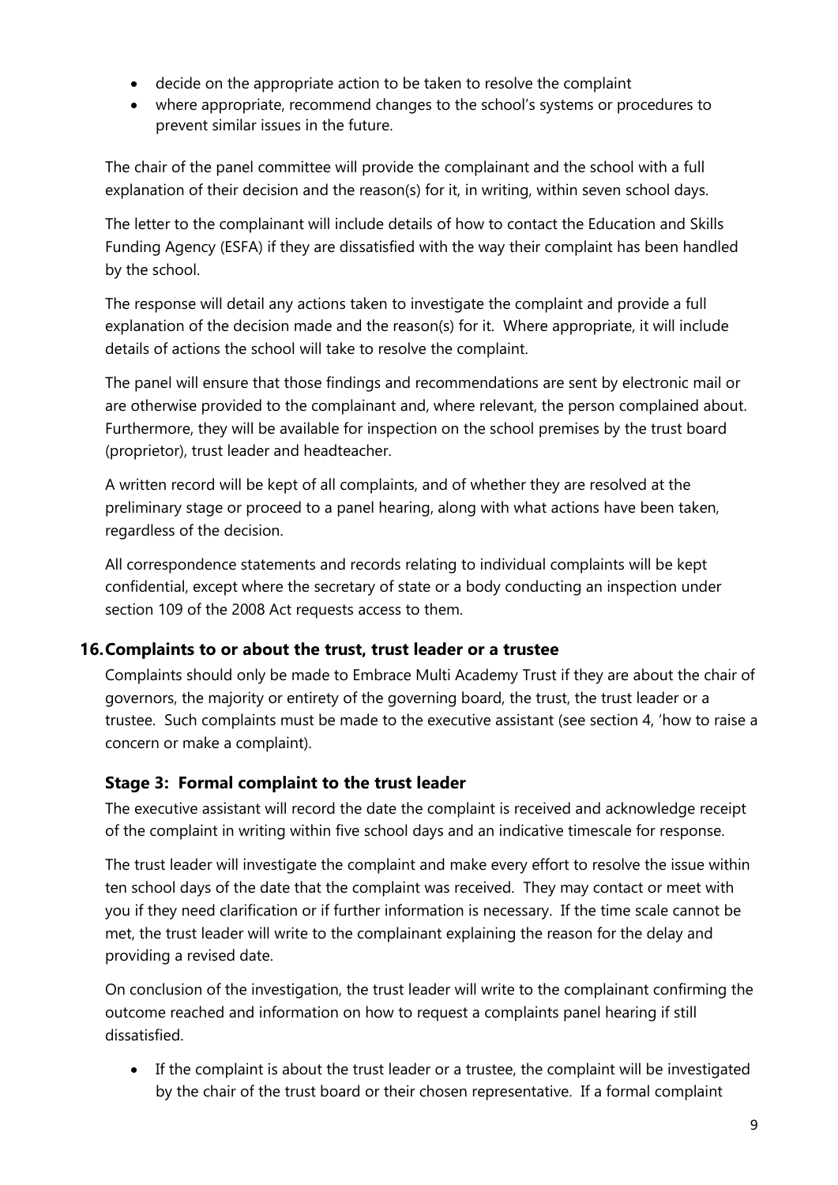- decide on the appropriate action to be taken to resolve the complaint
- where appropriate, recommend changes to the school's systems or procedures to prevent similar issues in the future.

The chair of the panel committee will provide the complainant and the school with a full explanation of their decision and the reason(s) for it, in writing, within seven school days.

The letter to the complainant will include details of how to contact the Education and Skills Funding Agency (ESFA) if they are dissatisfied with the way their complaint has been handled by the school.

The response will detail any actions taken to investigate the complaint and provide a full explanation of the decision made and the reason(s) for it. Where appropriate, it will include details of actions the school will take to resolve the complaint.

The panel will ensure that those findings and recommendations are sent by electronic mail or are otherwise provided to the complainant and, where relevant, the person complained about. Furthermore, they will be available for inspection on the school premises by the trust board (proprietor), trust leader and headteacher.

A written record will be kept of all complaints, and of whether they are resolved at the preliminary stage or proceed to a panel hearing, along with what actions have been taken, regardless of the decision.

All correspondence statements and records relating to individual complaints will be kept confidential, except where the secretary of state or a body conducting an inspection under section 109 of the 2008 Act requests access to them.

## 16. Complaints to or about the trust, trust leader or a trustee

Complaints should only be made to Embrace Multi Academy Trust if they are about the chair of governors, the majority or entirety of the governing board, the trust, the trust leader or a trustee. Such complaints must be made to the executive assistant (see section 4, 'how to raise a concern or make a complaint).

### Stage 3: Formal complaint to the trust leader

The executive assistant will record the date the complaint is received and acknowledge receipt of the complaint in writing within five school days and an indicative timescale for response.

The trust leader will investigate the complaint and make every effort to resolve the issue within ten school days of the date that the complaint was received. They may contact or meet with you if they need clarification or if further information is necessary. If the time scale cannot be met, the trust leader will write to the complainant explaining the reason for the delay and providing a revised date.

On conclusion of the investigation, the trust leader will write to the complainant confirming the outcome reached and information on how to request a complaints panel hearing if still dissatisfied.

- If the complaint is about the trust leader or a trustee, the complaint will be investigated by the chair of the trust board or their chosen representative. If a formal complaint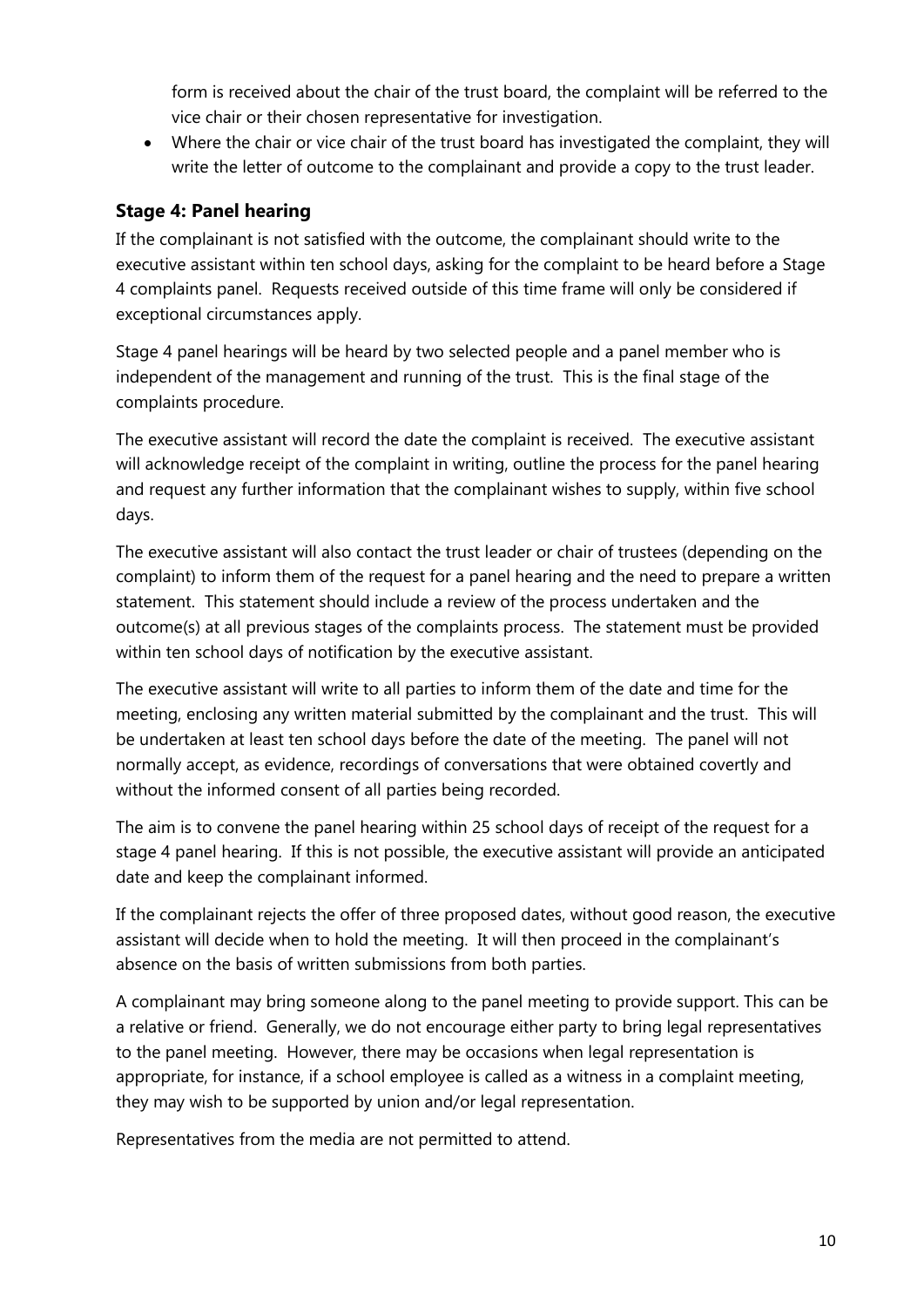form is received about the chair of the trust board, the complaint will be referred to the vice chair or their chosen representative for investigation.

- Where the chair or vice chair of the trust board has investigated the complaint, they will write the letter of outcome to the complainant and provide a copy to the trust leader.

### Stage 4: Panel hearing

If the complainant is not satisfied with the outcome, the complainant should write to the executive assistant within ten school days, asking for the complaint to be heard before a Stage 4 complaints panel. Requests received outside of this time frame will only be considered if exceptional circumstances apply.

Stage 4 panel hearings will be heard by two selected people and a panel member who is independent of the management and running of the trust. This is the final stage of the complaints procedure.

The executive assistant will record the date the complaint is received. The executive assistant will acknowledge receipt of the complaint in writing, outline the process for the panel hearing and request any further information that the complainant wishes to supply, within five school days.

The executive assistant will also contact the trust leader or chair of trustees (depending on the complaint) to inform them of the request for a panel hearing and the need to prepare a written statement. This statement should include a review of the process undertaken and the outcome(s) at all previous stages of the complaints process. The statement must be provided within ten school days of notification by the executive assistant.

The executive assistant will write to all parties to inform them of the date and time for the meeting, enclosing any written material submitted by the complainant and the trust. This will be undertaken at least ten school days before the date of the meeting. The panel will not normally accept, as evidence, recordings of conversations that were obtained covertly and without the informed consent of all parties being recorded.

The aim is to convene the panel hearing within 25 school days of receipt of the request for a stage 4 panel hearing. If this is not possible, the executive assistant will provide an anticipated date and keep the complainant informed.

If the complainant rejects the offer of three proposed dates, without good reason, the executive assistant will decide when to hold the meeting. It will then proceed in the complainant's absence on the basis of written submissions from both parties.

A complainant may bring someone along to the panel meeting to provide support. This can be a relative or friend. Generally, we do not encourage either party to bring legal representatives to the panel meeting. However, there may be occasions when legal representation is appropriate, for instance, if a school employee is called as a witness in a complaint meeting, they may wish to be supported by union and/or legal representation.

Representatives from the media are not permitted to attend.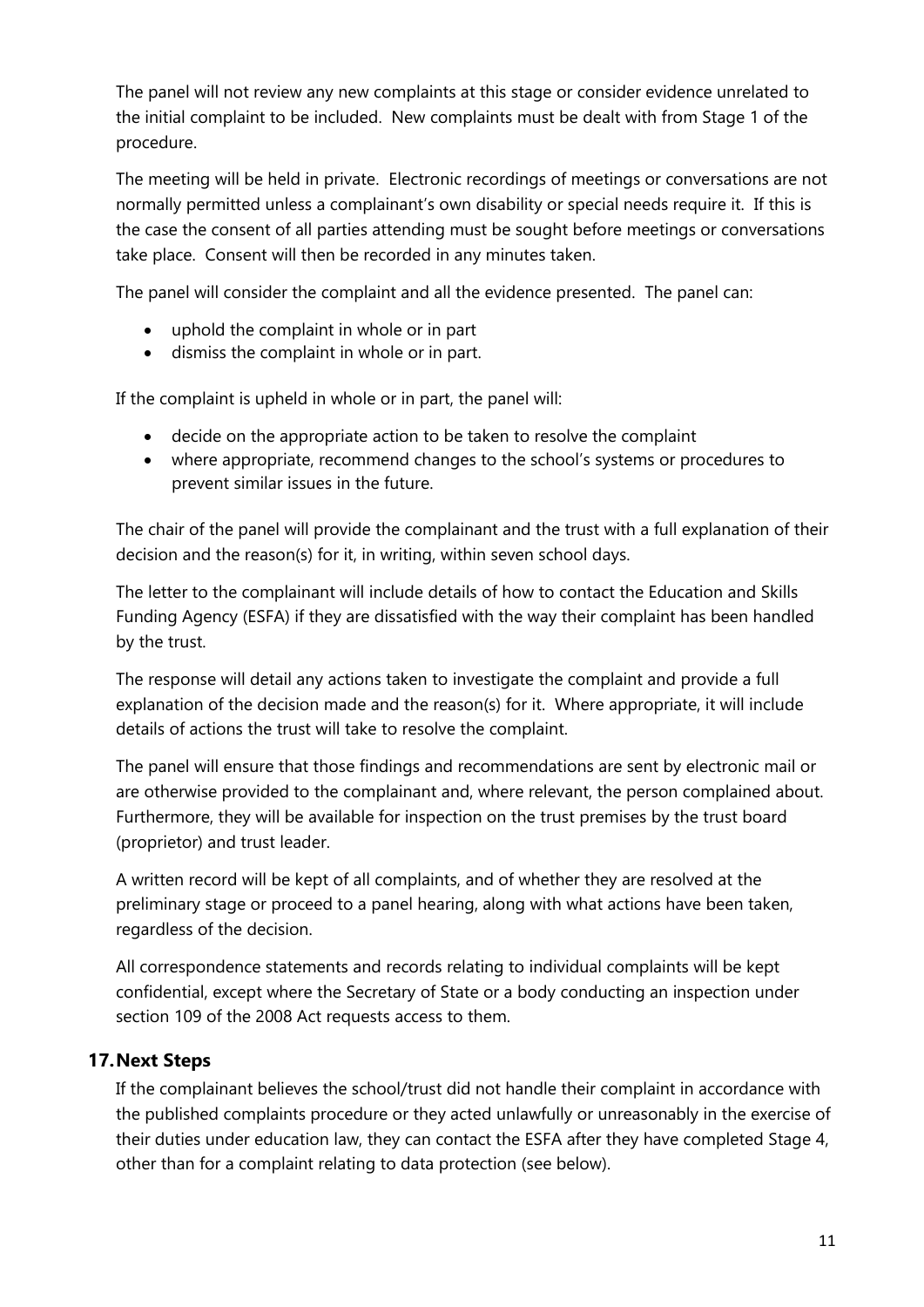The panel will not review any new complaints at this stage or consider evidence unrelated to the initial complaint to be included. New complaints must be dealt with from Stage 1 of the procedure.

The meeting will be held in private. Electronic recordings of meetings or conversations are not normally permitted unless a complainant's own disability or special needs require it. If this is the case the consent of all parties attending must be sought before meetings or conversations take place. Consent will then be recorded in any minutes taken.

The panel will consider the complaint and all the evidence presented. The panel can:

- uphold the complaint in whole or in part
- dismiss the complaint in whole or in part.

If the complaint is upheld in whole or in part, the panel will:

- decide on the appropriate action to be taken to resolve the complaint
- where appropriate, recommend changes to the school's systems or procedures to prevent similar issues in the future.

The chair of the panel will provide the complainant and the trust with a full explanation of their decision and the reason(s) for it, in writing, within seven school days.

The letter to the complainant will include details of how to contact the Education and Skills Funding Agency (ESFA) if they are dissatisfied with the way their complaint has been handled by the trust.

The response will detail any actions taken to investigate the complaint and provide a full explanation of the decision made and the reason(s) for it. Where appropriate, it will include details of actions the trust will take to resolve the complaint.

The panel will ensure that those findings and recommendations are sent by electronic mail or are otherwise provided to the complainant and, where relevant, the person complained about. Furthermore, they will be available for inspection on the trust premises by the trust board (proprietor) and trust leader.

A written record will be kept of all complaints, and of whether they are resolved at the preliminary stage or proceed to a panel hearing, along with what actions have been taken, regardless of the decision.

All correspondence statements and records relating to individual complaints will be kept confidential, except where the Secretary of State or a body conducting an inspection under section 109 of the 2008 Act requests access to them.

## 17. Next Steps

If the complainant believes the school/trust did not handle their complaint in accordance with the published complaints procedure or they acted unlawfully or unreasonably in the exercise of their duties under education law, they can contact the ESFA after they have completed Stage 4, other than for a complaint relating to data protection (see below).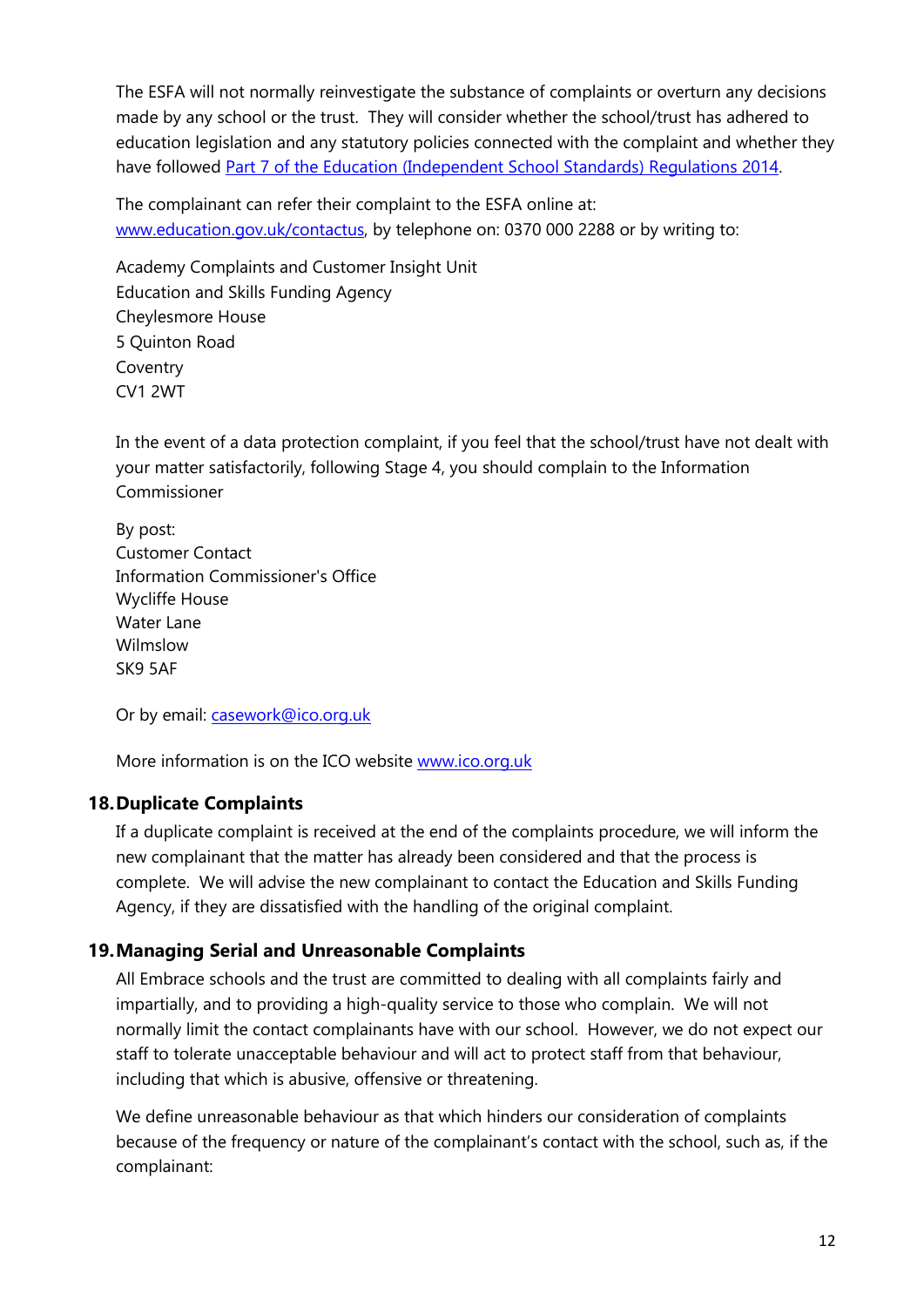The ESFA will not normally reinvestigate the substance of complaints or overturn any decisions made by any school or the trust. They will consider whether the school/trust has adhered to education legislation and any statutory policies connected with the complaint and whether they have followed [Part 7 of the Education (Independent School Standards) Regulations 2014](#).

The complainant can refer their complaint to the ESFA online at: [www.education.gov.uk/contactus](http://www.education.gov.uk/contactus), by telephone on: 0370 000 2288 or by writing to:

Academy Complaints and Customer Insight Unit
Education and Skills Funding Agency
Cheylesmore House
5 Quinton Road
Coventry
CV1 2WT

In the event of a data protection complaint, if you feel that the school/trust have not dealt with your matter satisfactorily, following Stage 4, you should complain to the Information Commissioner

By post:
Customer Contact
Information Commissioner's Office
Wycliffe House
Water Lane
Wilmslow
SK9 5AF

Or by email: [casework@ico.org.uk](mailto:casework@ico.org.uk)

More information is on the ICO website [www.ico.org.uk](http://www.ico.org.uk)

## 18. Duplicate Complaints

If a duplicate complaint is received at the end of the complaints procedure, we will inform the new complainant that the matter has already been considered and that the process is complete. We will advise the new complainant to contact the Education and Skills Funding Agency, if they are dissatisfied with the handling of the original complaint.

## 19. Managing Serial and Unreasonable Complaints

All Embrace schools and the trust are committed to dealing with all complaints fairly and impartially, and to providing a high-quality service to those who complain. We will not normally limit the contact complainants have with our school. However, we do not expect our staff to tolerate unacceptable behaviour and will act to protect staff from that behaviour, including that which is abusive, offensive or threatening.

We define unreasonable behaviour as that which hinders our consideration of complaints because of the frequency or nature of the complainant's contact with the school, such as, if the complainant: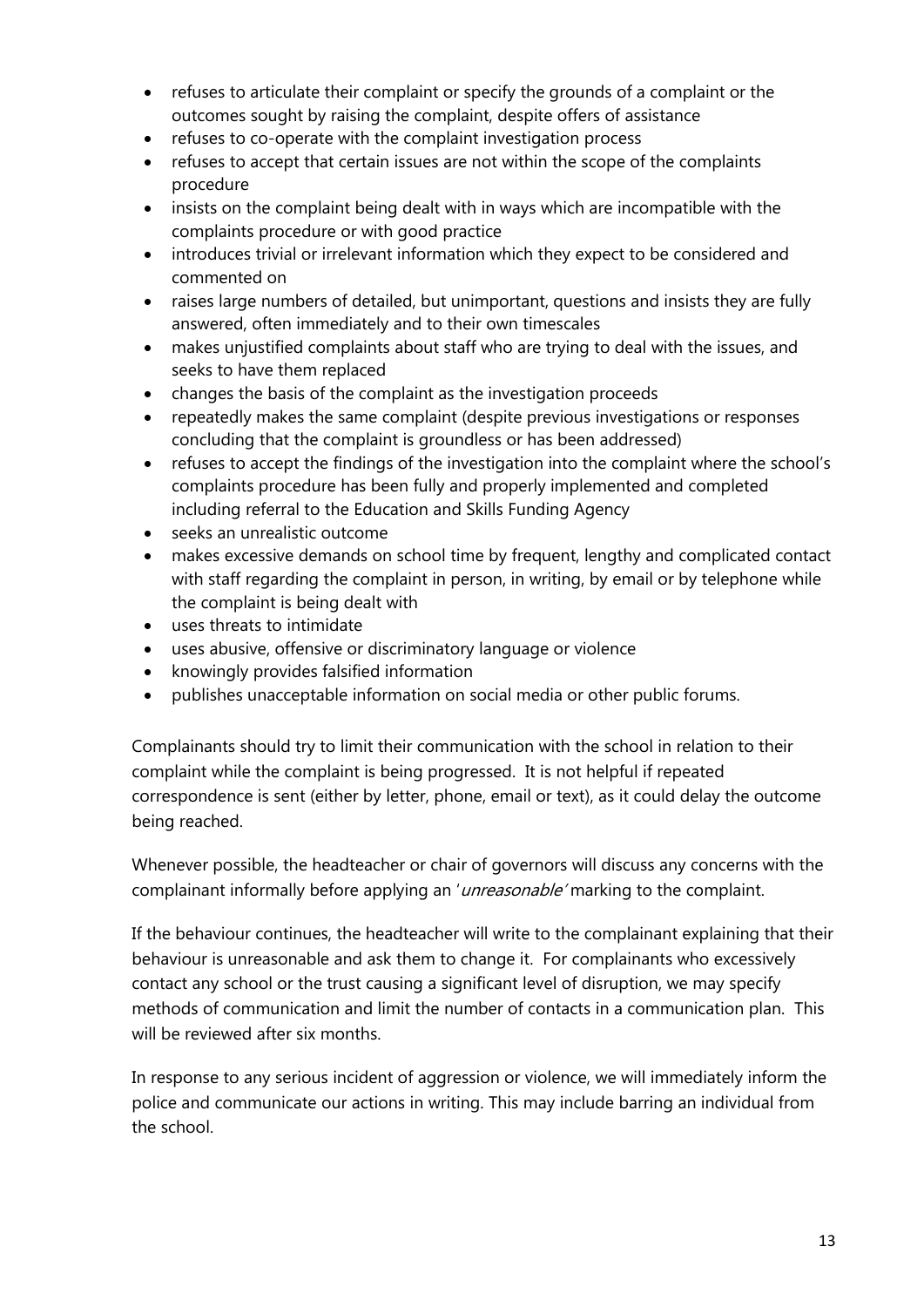- refuses to articulate their complaint or specify the grounds of a complaint or the outcomes sought by raising the complaint, despite offers of assistance
- refuses to co-operate with the complaint investigation process
- refuses to accept that certain issues are not within the scope of the complaints procedure
- insists on the complaint being dealt with in ways which are incompatible with the complaints procedure or with good practice
- introduces trivial or irrelevant information which they expect to be considered and commented on
- raises large numbers of detailed, but unimportant, questions and insists they are fully answered, often immediately and to their own timescales
- makes unjustified complaints about staff who are trying to deal with the issues, and seeks to have them replaced
- changes the basis of the complaint as the investigation proceeds
- repeatedly makes the same complaint (despite previous investigations or responses concluding that the complaint is groundless or has been addressed)
- refuses to accept the findings of the investigation into the complaint where the school's complaints procedure has been fully and properly implemented and completed including referral to the Education and Skills Funding Agency
- seeks an unrealistic outcome
- makes excessive demands on school time by frequent, lengthy and complicated contact with staff regarding the complaint in person, in writing, by email or by telephone while the complaint is being dealt with
- uses threats to intimidate
- uses abusive, offensive or discriminatory language or violence
- knowingly provides falsified information
- publishes unacceptable information on social media or other public forums.

Complainants should try to limit their communication with the school in relation to their complaint while the complaint is being progressed. It is not helpful if repeated correspondence is sent (either by letter, phone, email or text), as it could delay the outcome being reached.

Whenever possible, the headteacher or chair of governors will discuss any concerns with the complainant informally before applying an '*unreasonable*' marking to the complaint.

If the behaviour continues, the headteacher will write to the complainant explaining that their behaviour is unreasonable and ask them to change it. For complainants who excessively contact any school or the trust causing a significant level of disruption, we may specify methods of communication and limit the number of contacts in a communication plan. This will be reviewed after six months.

In response to any serious incident of aggression or violence, we will immediately inform the police and communicate our actions in writing. This may include barring an individual from the school.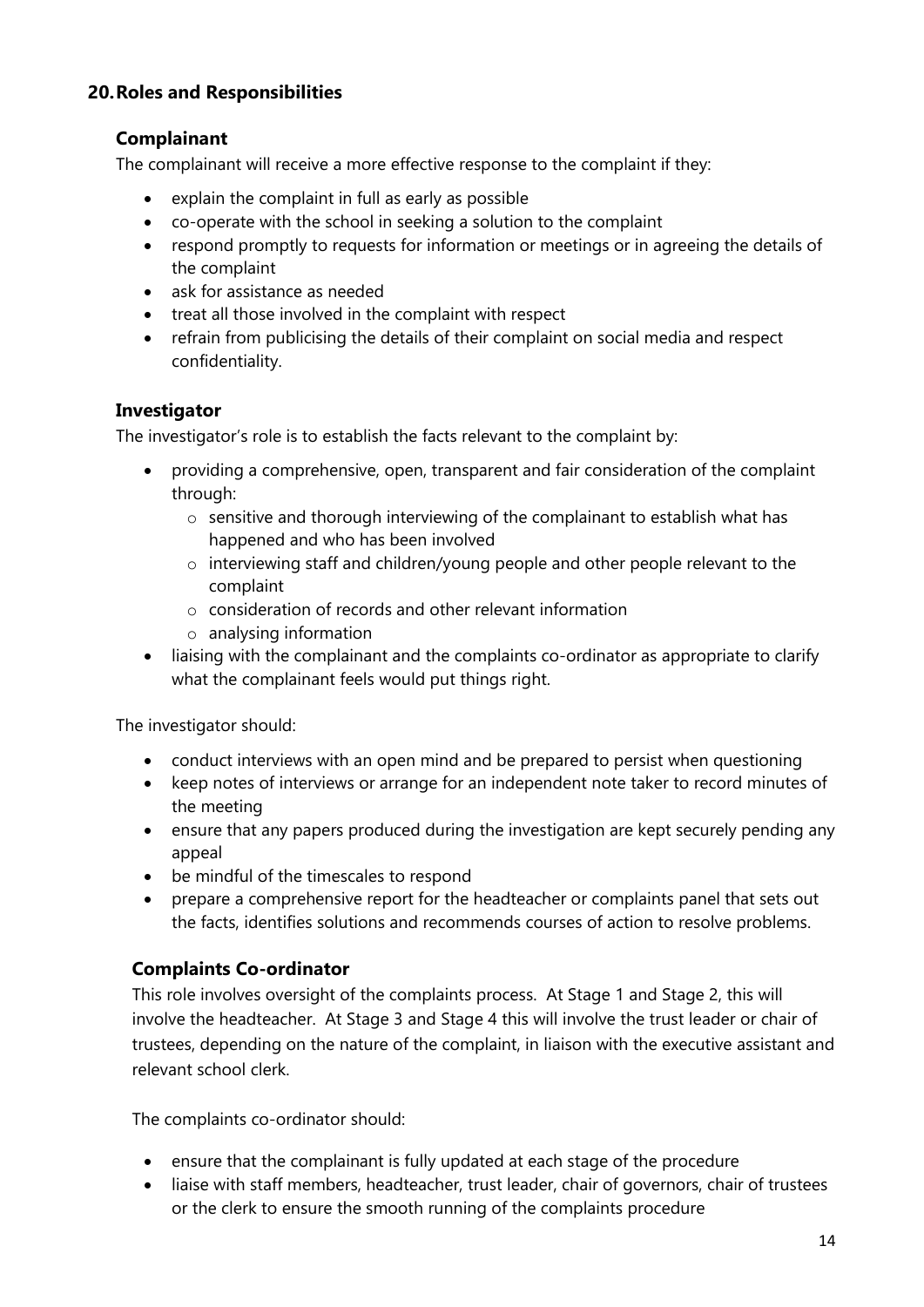## 20. Roles and Responsibilities

### Complainant

The complainant will receive a more effective response to the complaint if they:

- explain the complaint in full as early as possible
- co-operate with the school in seeking a solution to the complaint
- respond promptly to requests for information or meetings or in agreeing the details of the complaint
- ask for assistance as needed
- treat all those involved in the complaint with respect
- refrain from publicising the details of their complaint on social media and respect confidentiality.

### Investigator

The investigator's role is to establish the facts relevant to the complaint by:

- providing a comprehensive, open, transparent and fair consideration of the complaint through:
  - sensitive and thorough interviewing of the complainant to establish what has happened and who has been involved
  - interviewing staff and children/young people and other people relevant to the complaint
  - consideration of records and other relevant information
  - analysing information
- liaising with the complainant and the complaints co-ordinator as appropriate to clarify what the complainant feels would put things right.

The investigator should:

- conduct interviews with an open mind and be prepared to persist when questioning
- keep notes of interviews or arrange for an independent note taker to record minutes of the meeting
- ensure that any papers produced during the investigation are kept securely pending any appeal
- be mindful of the timescales to respond
- prepare a comprehensive report for the headteacher or complaints panel that sets out the facts, identifies solutions and recommends courses of action to resolve problems.

### Complaints Co-ordinator

This role involves oversight of the complaints process. At Stage 1 and Stage 2, this will involve the headteacher. At Stage 3 and Stage 4 this will involve the trust leader or chair of trustees, depending on the nature of the complaint, in liaison with the executive assistant and relevant school clerk.

The complaints co-ordinator should:

- ensure that the complainant is fully updated at each stage of the procedure
- liaise with staff members, headteacher, trust leader, chair of governors, chair of trustees or the clerk to ensure the smooth running of the complaints procedure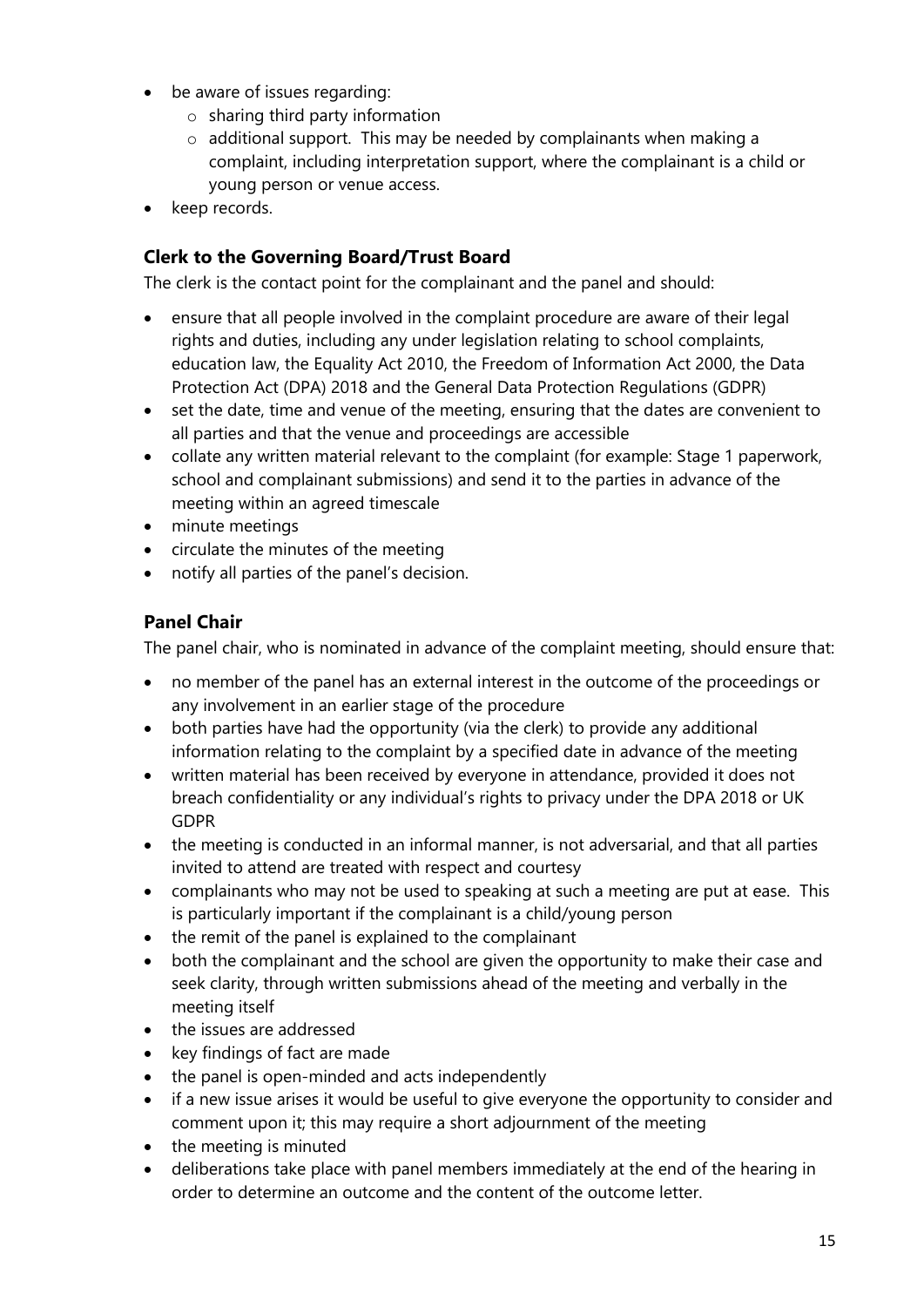- be aware of issues regarding:
  - sharing third party information
  - additional support. This may be needed by complainants when making a complaint, including interpretation support, where the complainant is a child or young person or venue access.
- keep records.

### Clerk to the Governing Board/Trust Board

The clerk is the contact point for the complainant and the panel and should:

- ensure that all people involved in the complaint procedure are aware of their legal rights and duties, including any under legislation relating to school complaints, education law, the Equality Act 2010, the Freedom of Information Act 2000, the Data Protection Act (DPA) 2018 and the General Data Protection Regulations (GDPR)
- set the date, time and venue of the meeting, ensuring that the dates are convenient to all parties and that the venue and proceedings are accessible
- collate any written material relevant to the complaint (for example: Stage 1 paperwork, school and complainant submissions) and send it to the parties in advance of the meeting within an agreed timescale
- minute meetings
- circulate the minutes of the meeting
- notify all parties of the panel's decision.

### Panel Chair

The panel chair, who is nominated in advance of the complaint meeting, should ensure that:

- no member of the panel has an external interest in the outcome of the proceedings or any involvement in an earlier stage of the procedure
- both parties have had the opportunity (via the clerk) to provide any additional information relating to the complaint by a specified date in advance of the meeting
- written material has been received by everyone in attendance, provided it does not breach confidentiality or any individual's rights to privacy under the DPA 2018 or UK GDPR
- the meeting is conducted in an informal manner, is not adversarial, and that all parties invited to attend are treated with respect and courtesy
- complainants who may not be used to speaking at such a meeting are put at ease. This is particularly important if the complainant is a child/young person
- the remit of the panel is explained to the complainant
- both the complainant and the school are given the opportunity to make their case and seek clarity, through written submissions ahead of the meeting and verbally in the meeting itself
- the issues are addressed
- key findings of fact are made
- the panel is open-minded and acts independently
- if a new issue arises it would be useful to give everyone the opportunity to consider and comment upon it; this may require a short adjournment of the meeting
- the meeting is minuted
- deliberations take place with panel members immediately at the end of the hearing in order to determine an outcome and the content of the outcome letter.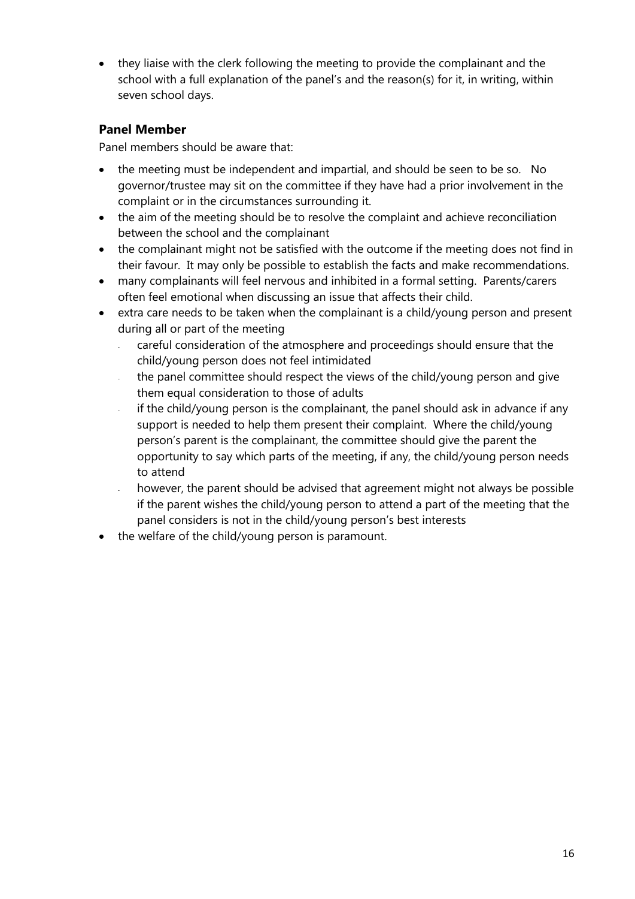- they liaise with the clerk following the meeting to provide the complainant and the school with a full explanation of the panel's and the reason(s) for it, in writing, within seven school days.

### Panel Member

Panel members should be aware that:

- the meeting must be independent and impartial, and should be seen to be so. No governor/trustee may sit on the committee if they have had a prior involvement in the complaint or in the circumstances surrounding it.
- the aim of the meeting should be to resolve the complaint and achieve reconciliation between the school and the complainant
- the complainant might not be satisfied with the outcome if the meeting does not find in their favour. It may only be possible to establish the facts and make recommendations.
- many complainants will feel nervous and inhibited in a formal setting. Parents/carers often feel emotional when discussing an issue that affects their child.
- extra care needs to be taken when the complainant is a child/young person and present during all or part of the meeting
  - careful consideration of the atmosphere and proceedings should ensure that the child/young person does not feel intimidated
  - the panel committee should respect the views of the child/young person and give them equal consideration to those of adults
  - if the child/young person is the complainant, the panel should ask in advance if any support is needed to help them present their complaint. Where the child/young person's parent is the complainant, the committee should give the parent the opportunity to say which parts of the meeting, if any, the child/young person needs to attend
  - however, the parent should be advised that agreement might not always be possible if the parent wishes the child/young person to attend a part of the meeting that the panel considers is not in the child/young person's best interests
- the welfare of the child/young person is paramount.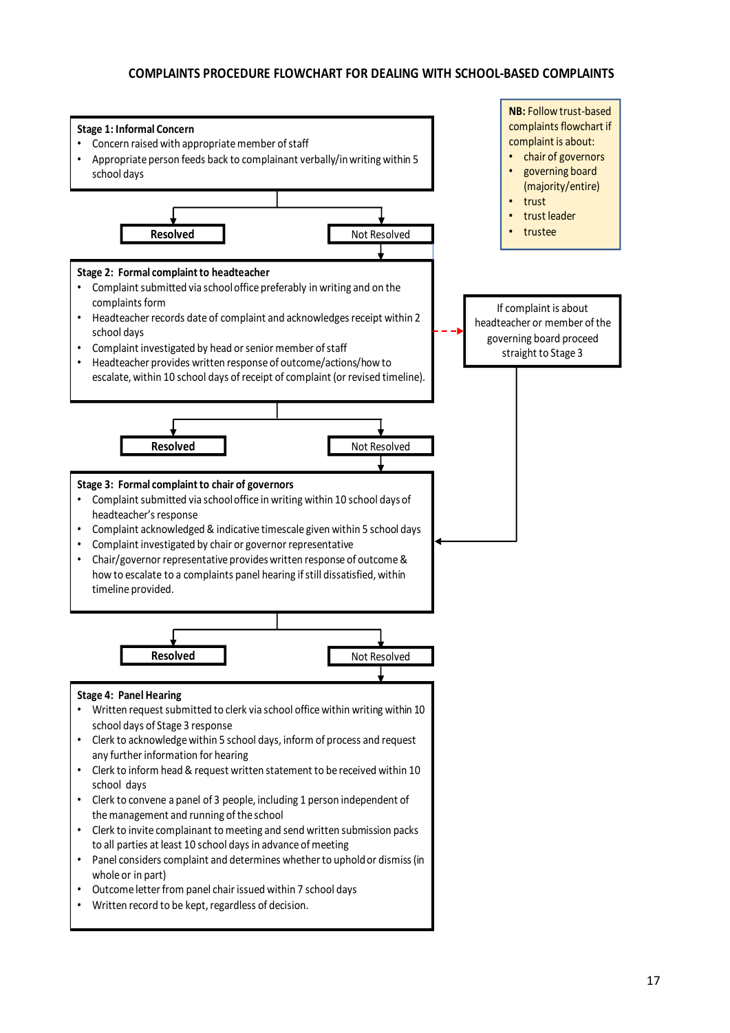## COMPLAINTS PROCEDURE FLOWCHART FOR DEALING WITH SCHOOL-BASED COMPLAINTS

**NB:** Follow trust-based complaints flowchart if complaint is about:

- chair of governors
- governing board (majority/entire)
- trust
- trust leader
- trustee

**Stage 1: Informal Concern**

- Concern raised with appropriate member of staff
- Appropriate person feeds back to complainant verbally/in writing within 5 school days

**Resolved** | Not Resolved

**Stage 2: Formal complaint to headteacher**

- Complaint submitted via school office preferably in writing and on the complaints form
- Headteacher records date of complaint and acknowledges receipt within 2 school days
- Complaint investigated by head or senior member of staff
- Headteacher provides written response of outcome/actions/how to escalate, within 10 school days of receipt of complaint (or revised timeline).

If complaint is about headteacher or member of the governing board proceed straight to Stage 3

**Resolved** | Not Resolved

**Stage 3: Formal complaint to chair of governors**

- Complaint submitted via school office in writing within 10 school days of headteacher's response
- Complaint acknowledged & indicative timescale given within 5 school days
- Complaint investigated by chair or governor representative
- Chair/governor representative provides written response of outcome & how to escalate to a complaints panel hearing if still dissatisfied, within timeline provided.

**Resolved** | Not Resolved

**Stage 4: Panel Hearing**

- Written request submitted to clerk via school office within writing within 10 school days of Stage 3 response
- Clerk to acknowledge within 5 school days, inform of process and request any further information for hearing
- Clerk to inform head & request written statement to be received within 10 school days
- Clerk to convene a panel of 3 people, including 1 person independent of the management and running of the school
- Clerk to invite complainant to meeting and send written submission packs to all parties at least 10 school days in advance of meeting
- Panel considers complaint and determines whether to uphold or dismiss (in whole or in part)
- Outcome letter from panel chair issued within 7 school days
- Written record to be kept, regardless of decision.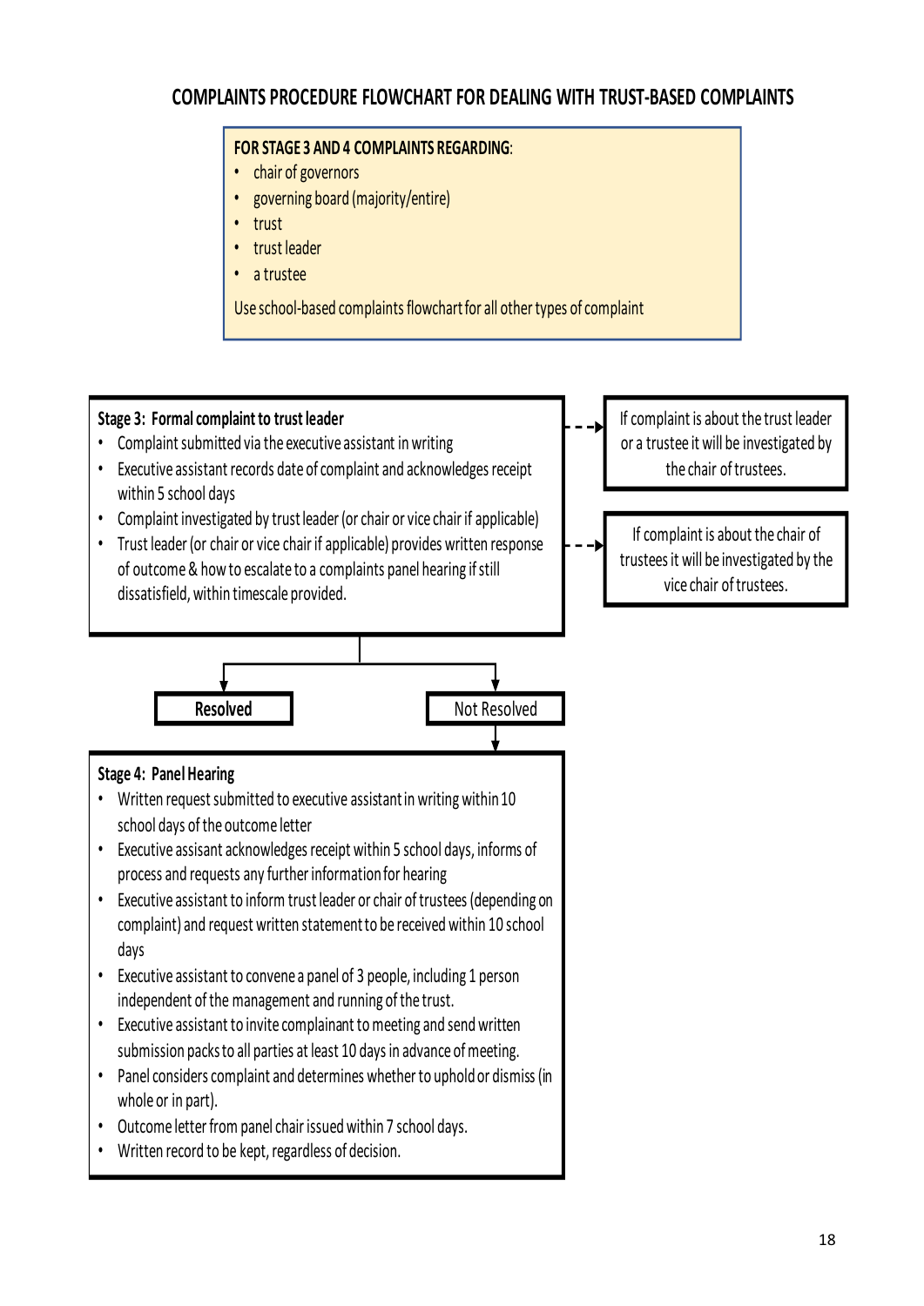## COMPLAINTS PROCEDURE FLOWCHART FOR DEALING WITH TRUST-BASED COMPLAINTS

**FOR STAGE 3 AND 4 COMPLAINTS REGARDING**:

- chair of governors
- governing board (majority/entire)
- trust
- trust leader
- a trustee

Use school-based complaints flowchart for all other types of complaint

**Stage 3: Formal complaint to trust leader**

- Complaint submitted via the executive assistant in writing
- Executive assistant records date of complaint and acknowledges receipt within 5 school days
- Complaint investigated by trust leader (or chair or vice chair if applicable)
- Trust leader (or chair or vice chair if applicable) provides written response of outcome & how to escalate to a complaints panel hearing if still dissatisfield, within timescale provided.

If complaint is about the trust leader or a trustee it will be investigated by the chair of trustees.

If complaint is about the chair of trustees it will be investigated by the vice chair of trustees.

**Resolved**

Not Resolved

**Stage 4: Panel Hearing**

- Written request submitted to executive assistant in writing within 10 school days of the outcome letter
- Executive assisant acknowledges receipt within 5 school days, informs of process and requests any further information for hearing
- Executive assistant to inform trust leader or chair of trustees (depending on complaint) and request written statement to be received within 10 school days
- Executive assistant to convene a panel of 3 people, including 1 person independent of the management and running of the trust.
- Executive assistant to invite complainant to meeting and send written submission packs to all parties at least 10 days in advance of meeting.
- Panel considers complaint and determines whether to uphold or dismiss (in whole or in part).
- Outcome letter from panel chair issued within 7 school days.
- Written record to be kept, regardless of decision.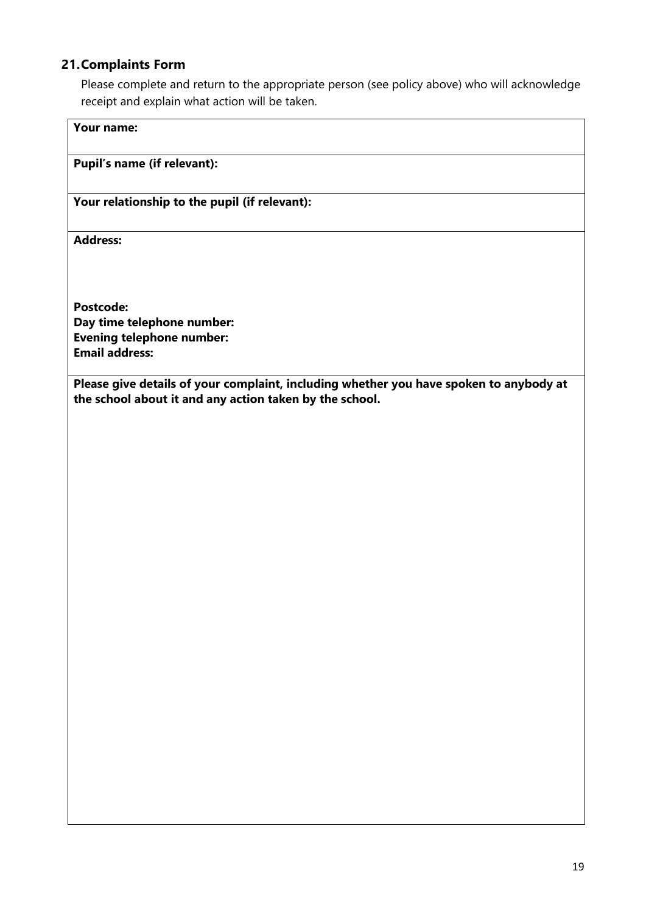## 21. Complaints Form

Please complete and return to the appropriate person (see policy above) who will acknowledge receipt and explain what action will be taken.

| **Your name:** |
|---|
| **Pupil's name (if relevant):** |
| **Your relationship to the pupil (if relevant):** |
| **Address:**<br><br><br>**Postcode:**<br>**Day time telephone number:**<br>**Evening telephone number:**<br>**Email address:** |
| **Please give details of your complaint, including whether you have spoken to anybody at the school about it and any action taken by the school.** |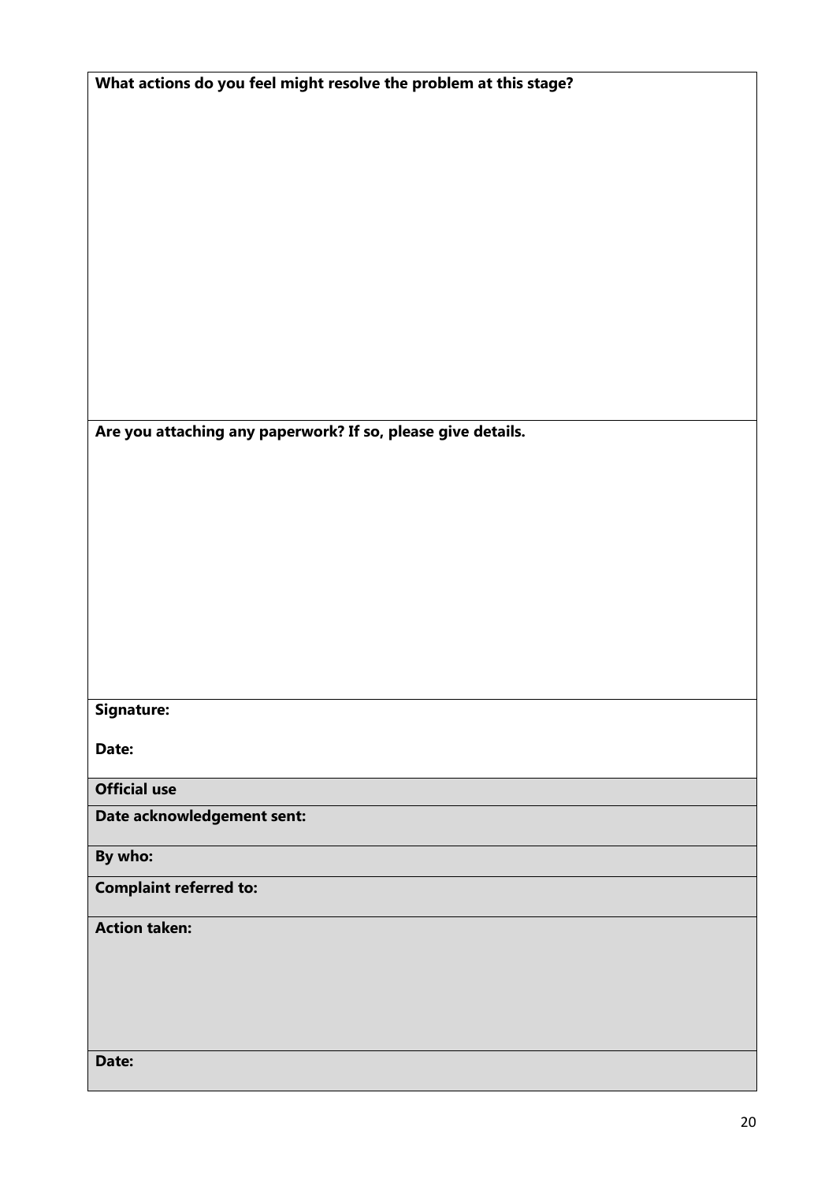**What actions do you feel might resolve the problem at this stage?**

**Are you attaching any paperwork? If so, please give details.**

**Signature:**

**Date:**

| **Official use** |
| --- |
| **Date acknowledgement sent:** |
| **By who:** |
| **Complaint referred to:** |
| **Action taken:** |
| **Date:** |